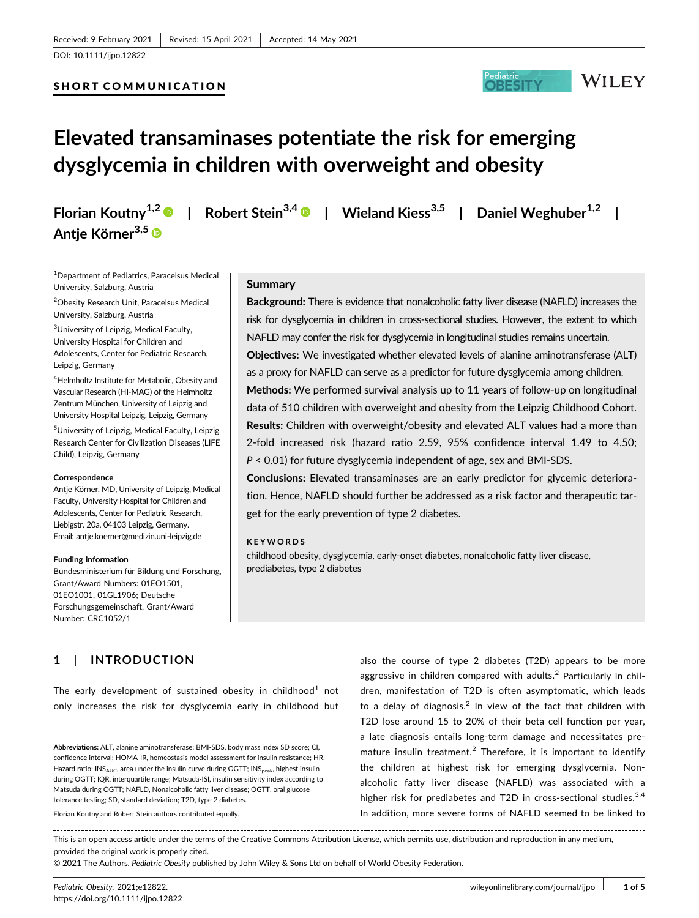Received: 9 February 2021 | Revised: 15 April 2021 | Accepted: 14 May 2021

DOI: 10.1111/ijpo.12822

SHORT COMMUNICATION

# Elevated transaminases potentiate the risk for emerging dysglycemia in children with overweight and obesity

Florian Koutny[1,2] | Robert Stein[3,4] | Wieland Kiess[3,5] | Daniel Weghuber[1,2] | Antje Körner[3,5]

[1]Department of Pediatrics, Paracelsus Medical University, Salzburg, Austria

[2]Obesity Research Unit, Paracelsus Medical University, Salzburg, Austria

[3]University of Leipzig, Medical Faculty, University Hospital for Children and Adolescents, Center for Pediatric Research, Leipzig, Germany

[4]Helmholtz Institute for Metabolic, Obesity and Vascular Research (HI-MAG) of the Helmholtz Zentrum München, University of Leipzig and University Hospital Leipzig, Leipzig, Germany

[5]University of Leipzig, Medical Faculty, Leipzig Research Center for Civilization Diseases (LIFE Child), Leipzig, Germany

**Correspondence**

Antje Körner, MD, University of Leipzig, Medical Faculty, University Hospital for Children and Adolescents, Center for Pediatric Research, Liebigstr. 20a, 04103 Leipzig, Germany.
Email: antje.koerner@medizin.uni-leipzig.de

**Funding information**

Bundesministerium für Bildung und Forschung, Grant/Award Numbers: 01EO1501, 01EO1001, 01GL1906; Deutsche Forschungsgemeinschaft, Grant/Award Number: CRC1052/1

## Summary

**Background:** There is evidence that nonalcoholic fatty liver disease (NAFLD) increases the risk for dysglycemia in children in cross-sectional studies. However, the extent to which NAFLD may confer the risk for dysglycemia in longitudinal studies remains uncertain.

**Objectives:** We investigated whether elevated levels of alanine aminotransferase (ALT) as a proxy for NAFLD can serve as a predictor for future dysglycemia among children.

**Methods:** We performed survival analysis up to 11 years of follow-up on longitudinal data of 510 children with overweight and obesity from the Leipzig Childhood Cohort.

**Results:** Children with overweight/obesity and elevated ALT values had a more than 2-fold increased risk (hazard ratio 2.59, 95% confidence interval 1.49 to 4.50; $P < 0.01$) for future dysglycemia independent of age, sex and BMI-SDS.

**Conclusions:** Elevated transaminases are an early predictor for glycemic deterioration. Hence, NAFLD should further be addressed as a risk factor and therapeutic target for the early prevention of type 2 diabetes.

**KEYWORDS**

childhood obesity, dysglycemia, early-onset diabetes, nonalcoholic fatty liver disease, prediabetes, type 2 diabetes

## 1 | INTRODUCTION

The early development of sustained obesity in childhood[1] not only increases the risk for dysglycemia early in childhood but also the course of type 2 diabetes (T2D) appears to be more aggressive in children compared with adults.[2] Particularly in children, manifestation of T2D is often asymptomatic, which leads to a delay of diagnosis.[2] In view of the fact that children with T2D lose around 15 to 20% of their beta cell function per year, a late diagnosis entails long-term damage and necessitates premature insulin treatment.[2] Therefore, it is important to identify the children at highest risk for emerging dysglycemia. Nonalcoholic fatty liver disease (NAFLD) was associated with a higher risk for prediabetes and T2D in cross-sectional studies.[3,4] In addition, more severe forms of NAFLD seemed to be linked to

**Abbreviations:** ALT, alanine aminotransferase; BMI-SDS, body mass index SD score; CI, confidence interval; HOMA-IR, homeostasis model assessment for insulin resistance; HR, Hazard ratio; $INS_{AUC}$, area under the insulin curve during OGTT; $INS_{peak}$, highest insulin during OGTT; IQR, interquartile range; Matsuda-ISI, insulin sensitivity index according to Matsuda during OGTT; NAFLD, Nonalcoholic fatty liver disease; OGTT, oral glucose tolerance testing; SD, standard deviation; T2D, type 2 diabetes.

Florian Koutny and Robert Stein authors contributed equally.

This is an open access article under the terms of the Creative Commons Attribution License, which permits use, distribution and reproduction in any medium, provided the original work is properly cited.

© 2021 The Authors. *Pediatric Obesity* published by John Wiley & Sons Ltd on behalf of World Obesity Federation.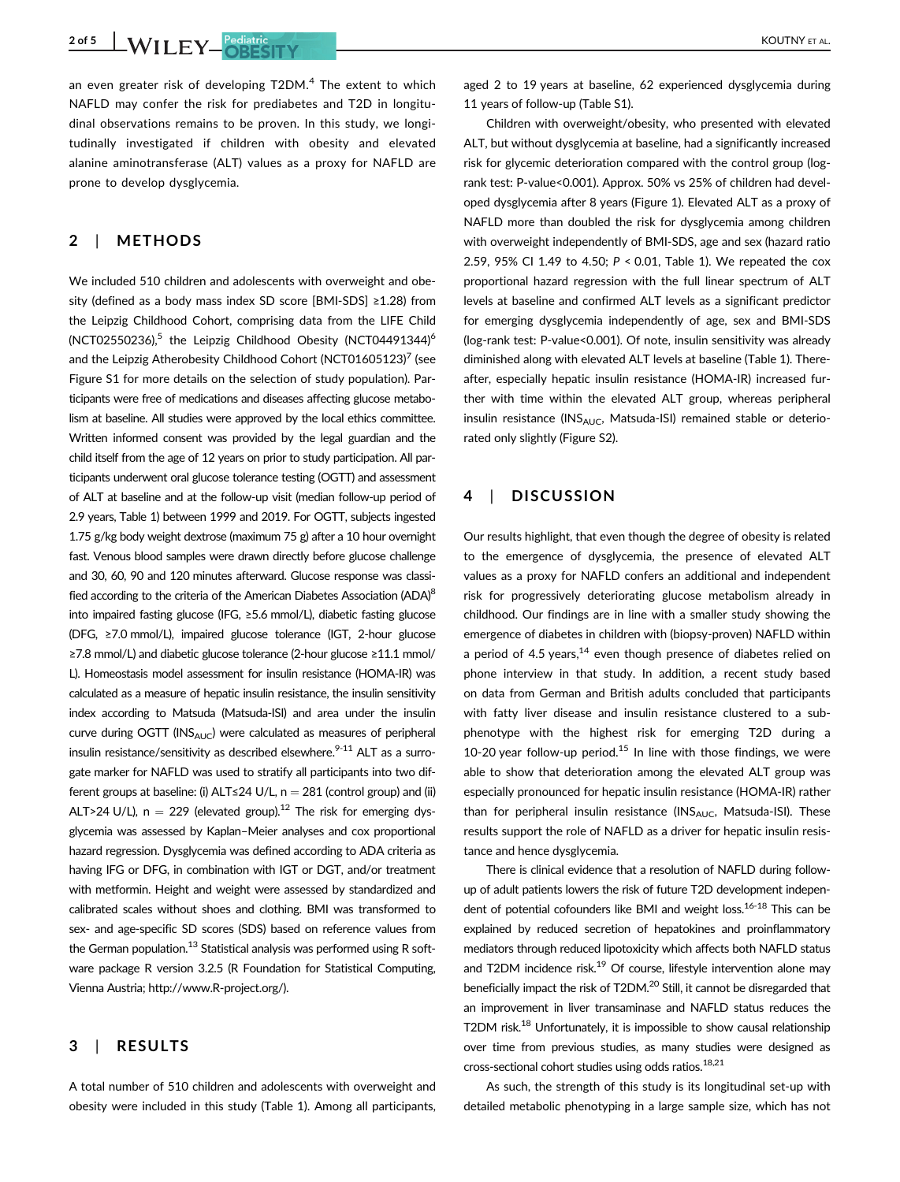an even greater risk of developing T2DM.[4] The extent to which NAFLD may confer the risk for prediabetes and T2D in longitudinal observations remains to be proven. In this study, we longitudinally investigated if children with obesity and elevated alanine aminotransferase (ALT) values as a proxy for NAFLD are prone to develop dysglycemia.

## 2 | METHODS

We included 510 children and adolescents with overweight and obesity (defined as a body mass index SD score [BMI-SDS] ≥1.28) from the Leipzig Childhood Cohort, comprising data from the LIFE Child (NCT02550236),[5] the Leipzig Childhood Obesity (NCT04491344)[6] and the Leipzig Atherosclerosis Childhood Cohort (NCT01605123)[7] (see Figure S1 for more details on the selection of study population). Participants were free of medications and diseases affecting glucose metabolism at baseline. All studies were approved by the local ethics committee. Written informed consent was provided by the legal guardian and the child itself from the age of 12 years on prior to study participation. All participants underwent oral glucose tolerance testing (OGTT) and assessment of ALT at baseline and at the follow-up visit (median follow-up period of 2.9 years, Table 1) between 1999 and 2019. For OGTT, subjects ingested 1.75 g/kg body weight dextrose (maximum 75 g) after a 10 hour overnight fast. Venous blood samples were drawn directly before glucose challenge and 30, 60, 90 and 120 minutes afterward. Glucose response was classified according to the criteria of the American Diabetes Association (ADA)[8] into impaired fasting glucose (IFG, ≥5.6 mmol/L), diabetic fasting glucose (DFG, ≥7.0 mmol/L), impaired glucose tolerance (IGT, 2-hour glucose ≥7.8 mmol/L) and diabetic glucose tolerance (2-hour glucose ≥11.1 mmol/L). Homeostasis model assessment for insulin resistance (HOMA-IR) was calculated as a measure of hepatic insulin resistance, the insulin sensitivity index according to Matsuda (Matsuda-ISI) and area under the insulin curve during OGTT ($INS_{AUC}$) were calculated as measures of peripheral insulin resistance/sensitivity as described elsewhere.[9-11] ALT as a surrogate marker for NAFLD was used to stratify all participants into two different groups at baseline: (i) ALT≤24 U/L, n = 281 (control group) and (ii) ALT>24 U/L), n = 229 (elevated group).[12] The risk for emerging dysglycemia was assessed by Kaplan–Meier analyses and cox proportional hazard regression. Dysglycemia was defined according to ADA criteria as having IFG or DFG, in combination with IGT or DGT, and/or treatment with metformin. Height and weight were assessed by standardized and calibrated scales without shoes and clothing. BMI was transformed to sex- and age-specific SD scores (SDS) based on reference values from the German population.[13] Statistical analysis was performed using R software package R version 3.2.5 (R Foundation for Statistical Computing, Vienna Austria; http://www.R-project.org/).

## 3 | RESULTS

A total number of 510 children and adolescents with overweight and obesity were included in this study (Table 1). Among all participants, aged 2 to 19 years at baseline, 62 experienced dysglycemia during 11 years of follow-up (Table S1).

Children with overweight/obesity, who presented with elevated ALT, but without dysglycemia at baseline, had a significantly increased risk for glycemic deterioration compared with the control group (log-rank test: $P\text{-value}_{AUC}<0.001$). Approx. 50% vs 25% of children had developed dysglycemia after 8 years (Figure 1). Elevated ALT as a proxy of NAFLD more than doubled the risk for dysglycemia among children with overweight independently of BMI-SDS, age and sex (hazard ratio 2.59, 95% CI 1.49 to 4.50; $P < 0.01$, Table 1). We repeated the cox proportional hazard regression with the full linear spectrum of ALT levels at baseline and confirmed ALT levels as a significant predictor for emerging dysglycemia independently of age, sex and BMI-SDS (log-rank test: P-value<0.001). Of note, insulin sensitivity was already diminished along with elevated ALT levels at baseline (Table 1). Thereafter, especially hepatic insulin resistance (HOMA-IR) increased further with time within the elevated ALT group, whereas peripheral insulin resistance ($INS_{AUC}$, Matsuda-ISI) remained stable or deteriorated only slightly (Figure S2).

## 4 | DISCUSSION

Our results highlight, that even though the degree of obesity is related to the emergence of dysglycemia, the presence of elevated ALT values as a proxy for NAFLD confers an additional and independent risk for progressively deteriorating glucose metabolism already in childhood. Our findings are in line with a smaller study showing the emergence of diabetes in children with (biopsy-proven) NAFLD within a period of 4.5 years,[14] even though presence of diabetes relied on phone interview in that study. In addition, a recent study based on data from German and British adults concluded that participants with fatty liver disease and insulin resistance clustered to a subphenotype with the highest risk for emerging T2D during a 10-20 year follow-up period.[15] In line with those findings, we were able to show that deterioration among the elevated ALT group was especially pronounced for hepatic insulin resistance (HOMA-IR) rather than for peripheral insulin resistance ($INS_{AUC}$, Matsuda-ISI). These results support the role of NAFLD as a driver for hepatic insulin resistance and hence dysglycemia.

There is clinical evidence that a resolution of NAFLD during follow-up of adult patients lowers the risk of future T2D development independent of potential cofounders like BMI and weight loss.[16-18] This can be explained by reduced secretion of hepatokines and proinflammatory mediators through reduced lipotoxicity which affects both NAFLD status and T2DM incidence risk.[19] Of course, lifestyle intervention alone may beneficially impact the risk of T2DM.[20] Still, it cannot be disregarded that an improvement in liver transaminase and NAFLD status reduces the T2DM risk.[18] Unfortunately, it is impossible to show causal relationship over time from previous studies, as many studies were designed as cross-sectional cohort studies using odds ratios.[18,21]

As such, the strength of this study is its longitudinal set-up with detailed metabolic phenotyping in a large sample size, which has not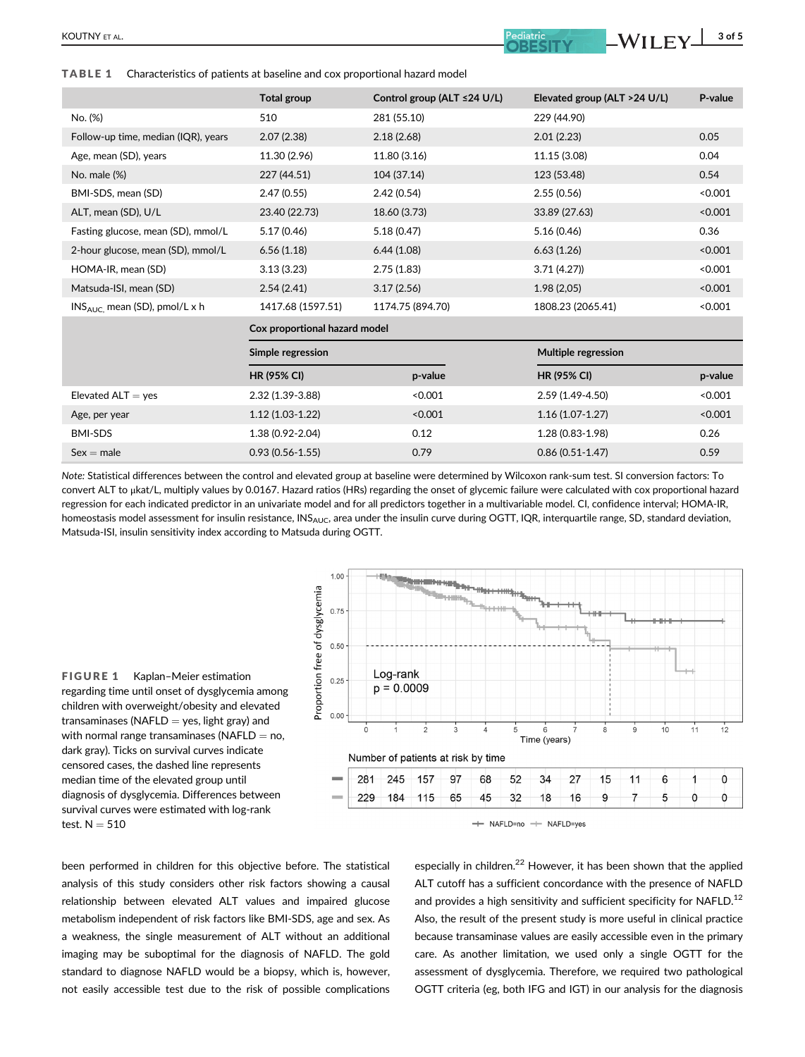**TABLE 1** Characteristics of patients at baseline and cox proportional hazard model

| | Total group | Control group (ALT ≤24 U/L) | Elevated group (ALT >24 U/L) | P-value |
|---|---|---|---|---|
| No. (%) | 510 | 281 (55.10) | 229 (44.90) | |
| Follow-up time, median (IQR), years | 2.07 (2.38) | 2.18 (2.68) | 2.01 (2.23) | 0.05 |
| Age, mean (SD), years | 11.30 (2.96) | 11.80 (3.16) | 11.15 (3.08) | 0.04 |
| No. male (%) | 227 (44.51) | 104 (37.14) | 123 (53.48) | 0.54 |
| BMI-SDS, mean (SD) | 2.47 (0.55) | 2.42 (0.54) | 2.55 (0.56) | <0.001 |
| ALT, mean (SD), U/L | 23.40 (22.73) | 18.60 (3.73) | 33.89 (27.63) | <0.001 |
| Fasting glucose, mean (SD), mmol/L | 5.17 (0.46) | 5.18 (0.47) | 5.16 (0.46) | 0.36 |
| 2-hour glucose, mean (SD), mmol/L | 6.56 (1.18) | 6.44 (1.08) | 6.63 (1.26) | <0.001 |
| HOMA-IR, mean (SD) | 3.13 (3.23) | 2.75 (1.83) | 3.71 (4.27)) | <0.001 |
| Matsuda-ISI, mean (SD) | 2.54 (2.41) | 3.17 (2.56) | 1.98 (2,05) | <0.001 |
| $INS_{AUC}$, mean (SD), pmol/L x h | 1417.68 (1597.51) | 1174.75 (894.70) | 1808.23 (2065.41) | <0.001 |

| | Cox proportional hazard model | | | |
|---|---|---|---|---|
| | Simple regression | | Multiple regression | |
| | HR (95% CI) | p-value | HR (95% CI) | p-value |
| Elevated ALT = yes | 2.32 (1.39-3.88) | <0.001 | 2.59 (1.49-4.50) | <0.001 |
| Age, per year | 1.12 (1.03-1.22) | <0.001 | 1.16 (1.07-1.27) | <0.001 |
| BMI-SDS | 1.38 (0.92-2.04) | 0.12 | 1.28 (0.83-1.98) | 0.26 |
| Sex = male | 0.93 (0.56-1.55) | 0.79 | 0.86 (0.51-1.47) | 0.59 |

*Note:* Statistical differences between the control and elevated group at baseline were determined by Wilcoxon rank-sum test. SI conversion factors: To convert ALT to μkat/L, multiply values by 0.0167. Hazard ratios (HRs) regarding the onset of glycemic failure were calculated with cox proportional hazard regression for each indicated predictor in an univariate model and for all predictors together in a multivariable model. CI, confidence interval; HOMA-IR, homeostasis model assessment for insulin resistance, $INS_{AUC}$, area under the insulin curve during OGTT, IQR, interquartile range, SD, standard deviation, Matsuda-ISI, insulin sensitivity index according to Matsuda during OGTT.

**FIGURE 1** Kaplan–Meier estimation regarding time until onset of dysglycemia among children with overweight/obesity and elevated transaminases (NAFLD = yes, light gray) and with normal range transaminases (NAFLD = no, dark gray). Ticks on survival curves indicate censored cases, the dashed line represents median time of the elevated group until diagnosis of dysglycemia. Differences between survival curves were estimated with log-rank test. N = 510

been performed in children for this objective before. The statistical analysis of this study considers other risk factors showing a causal relationship between elevated ALT values and impaired glucose metabolism independent of risk factors like BMI-SDS, age and sex. As a weakness, the single measurement of ALT without an additional imaging may be suboptimal for the diagnosis of NAFLD. The gold standard to diagnose NAFLD would be a biopsy, which is, however, not easily accessible test due to the risk of possible complications especially in children.[22] However, it has been shown that the applied ALT cutoff has a sufficient concordance with the presence of NAFLD and provides a high sensitivity and sufficient specificity for NAFLD.[12] Also, the result of the present study is more useful in clinical practice because transaminase values are easily accessible even in the primary care. As another limitation, we used only a single OGTT for the assessment of dysglycemia. Therefore, we required two pathological OGTT criteria (eg, both IFG and IGT) in our analysis for the diagnosis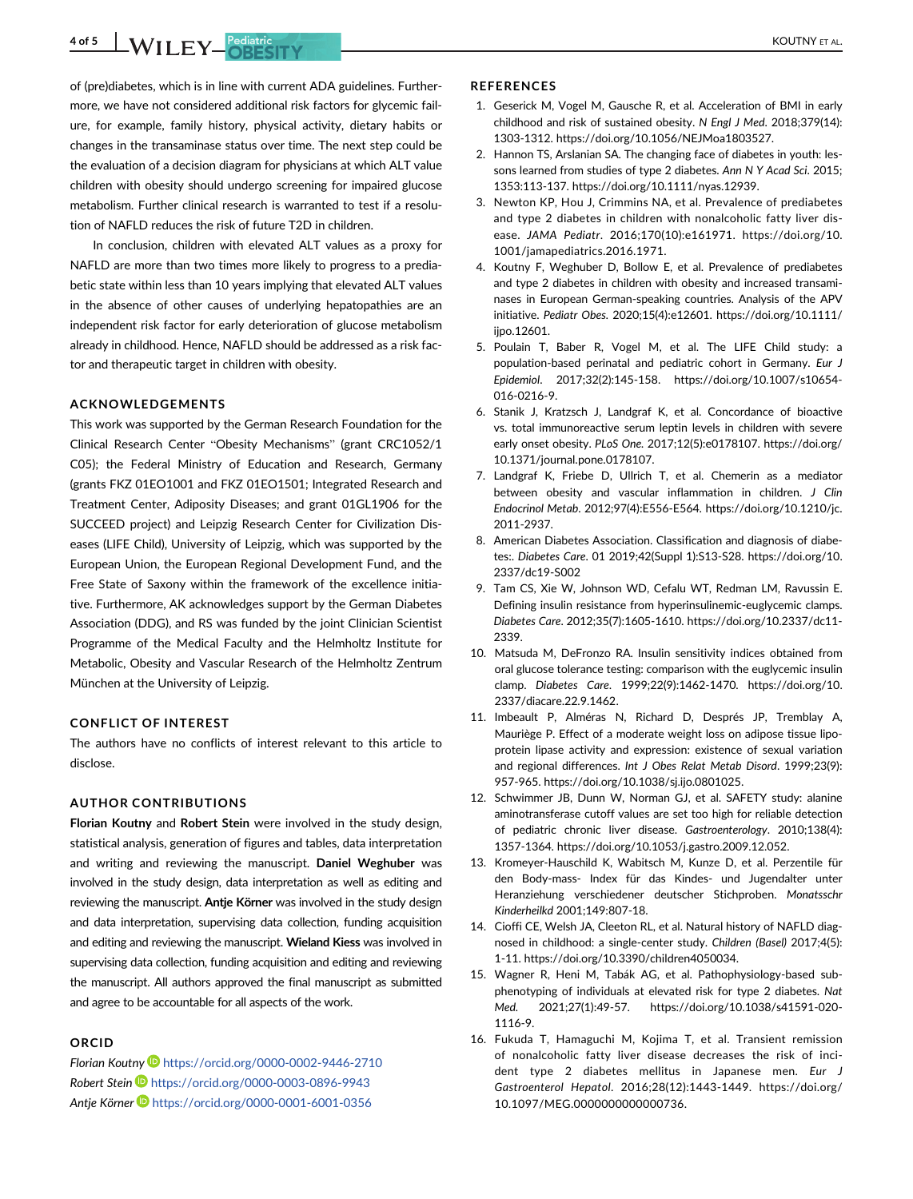of (pre)diabetes, which is in line with current ADA guidelines. Furthermore, we have not considered additional risk factors for glycemic failure, for example, family history, physical activity, dietary habits or changes in the transaminase status over time. The next step could be the evaluation of a decision diagram for physicians at which ALT value children with obesity should undergo screening for impaired glucose metabolism. Further clinical research is warranted to test if a resolution of NAFLD reduces the risk of future T2D in children.

In conclusion, children with elevated ALT values as a proxy for NAFLD are more than two times more likely to progress to a prediabetic state within less than 10 years implying that elevated ALT values in the absence of other causes of underlying hepatopathies are an independent risk factor for early deterioration of glucose metabolism already in childhood. Hence, NAFLD should be addressed as a risk factor and therapeutic target in children with obesity.

## ACKNOWLEDGEMENTS

This work was supported by the German Research Foundation for the Clinical Research Center "Obesity Mechanisms" (grant CRC1052/1 C05); the Federal Ministry of Education and Research, Germany (grants FKZ 01EO1001 and FKZ 01EO1501; Integrated Research and Treatment Center, Adiposity Diseases; and grant 01GL1906 for the SUCCEED project) and Leipzig Research Center for Civilization Diseases (LIFE Child), University of Leipzig, which was supported by the European Union, the European Regional Development Fund, and the Free State of Saxony within the framework of the excellence initiative. Furthermore, AK acknowledges support by the German Diabetes Association (DDG), and RS was funded by the joint Clinician Scientist Programme of the Medical Faculty and the Helmholtz Institute for Metabolic, Obesity and Vascular Research of the Helmholtz Zentrum München at the University of Leipzig.

## CONFLICT OF INTEREST

The authors have no conflicts of interest relevant to this article to disclose.

## AUTHOR CONTRIBUTIONS

**Florian Koutny** and **Robert Stein** were involved in the study design, statistical analysis, generation of figures and tables, data interpretation and writing and reviewing the manuscript. **Daniel Weghuber** was involved in the study design, data interpretation as well as editing and reviewing the manuscript. **Antje Körner** was involved in the study design and data interpretation, supervising data collection, funding acquisition and editing and reviewing the manuscript. **Wieland Kiess** was involved in supervising data collection, funding acquisition and editing and reviewing the manuscript. All authors approved the final manuscript as submitted and agree to be accountable for all aspects of the work.

## ORCID

*Florian Koutny* https://orcid.org/0000-0002-9446-2710
*Robert Stein* https://orcid.org/0000-0003-0896-9943
*Antje Körner* https://orcid.org/0000-0001-6001-0356

## REFERENCES

1. Geserick M, Vogel M, Gausche R, et al. Acceleration of BMI in early childhood and risk of sustained obesity. *N Engl J Med*. 2018;379(14):1303-1312. https://doi.org/10.1056/NEJMoa1803527.
2. Hannon TS, Arslanian SA. The changing face of diabetes in youth: lessons learned from studies of type 2 diabetes. *Ann N Y Acad Sci*. 2015;1353:113-137. https://doi.org/10.1111/nyas.12939.
3. Newton KP, Hou J, Crimmins NA, et al. Prevalence of prediabetes and type 2 diabetes in children with nonalcoholic fatty liver disease. *JAMA Pediatr*. 2016;170(10):e161971. https://doi.org/10.1001/jamapediatrics.2016.1971.
4. Koutny F, Weghuber D, Bollow E, et al. Prevalence of prediabetes and type 2 diabetes in children with obesity and increased transaminases in European German-speaking countries. Analysis of the APV initiative. *Pediatr Obes*. 2020;15(4):e12601. https://doi.org/10.1111/ijpo.12601.
5. Poulain T, Baber R, Vogel M, et al. The LIFE Child study: a population-based perinatal and pediatric cohort in Germany. *Eur J Epidemiol*. 2017;32(2):145-158. https://doi.org/10.1007/s10654-016-0216-9.
6. Stanik J, Kratzsch J, Landgraf K, et al. Concordance of bioactive vs. total immunoreactive serum leptin levels in children with severe early onset obesity. *PLoS One*. 2017;12(5):e0178107. https://doi.org/10.1371/journal.pone.0178107.
7. Landgraf K, Friebe D, Ullrich T, et al. Chemerin as a mediator between obesity and vascular inflammation in children. *J Clin Endocrinol Metab*. 2012;97(4):E556-E564. https://doi.org/10.1210/jc.2011-2937.
8. American Diabetes Association. Classification and diagnosis of diabetes:. *Diabetes Care*. 01 2019;42(Suppl 1):S13-S28. https://doi.org/10.2337/dc19-S002
9. Tam CS, Xie W, Johnson WD, Cefalu WT, Redman LM, Ravussin E. Defining insulin resistance from hyperinsulinemic-euglycemic clamps. *Diabetes Care*. 2012;35(7):1605-1610. https://doi.org/10.2337/dc11-2339.
10. Matsuda M, DeFronzo RA. Insulin sensitivity indices obtained from oral glucose tolerance testing: comparison with the euglycemic insulin clamp. *Diabetes Care*. 1999;22(9):1462-1470. https://doi.org/10.2337/diacare.22.9.1462.
11. Imbeault P, Alméras N, Richard D, Després JP, Tremblay A, Mauriège P. Effect of a moderate weight loss on adipose tissue lipoprotein lipase activity and expression: existence of sexual variation and regional differences. *Int J Obes Relat Metab Disord*. 1999;23(9):957-965. https://doi.org/10.1038/sj.ijo.0801025.
12. Schwimmer JB, Dunn W, Norman GJ, et al. SAFETY study: alanine aminotransferase cutoff values are set too high for reliable detection of pediatric chronic liver disease. *Gastroenterology*. 2010;138(4):1357-1364. https://doi.org/10.1053/j.gastro.2009.12.052.
13. Kromeyer-Hauschild K, Wabitsch M, Kunze D, et al. Perzentile für den Body-mass- Index für das Kindes- und Jugendalter unter Heranziehung verschiedener deutscher Stichproben. *Monatsschr Kinderheilkd* 2001;149:807-18.
14. Cioffi CE, Welsh JA, Cleeton RL, et al. Natural history of NAFLD diagnosed in childhood: a single-center study. *Children (Basel)* 2017;4(5):1-11. https://doi.org/10.3390/children4050034.
15. Wagner R, Heni M, Tabák AG, et al. Pathophysiology-based subphenotyping of individuals at elevated risk for type 2 diabetes. *Nat Med*. 2021;27(1):49-57. https://doi.org/10.1038/s41591-020-1116-9.
16. Fukuda T, Hamaguchi M, Kojima T, et al. Transient remission of nonalcoholic fatty liver disease decreases the risk of incident type 2 diabetes mellitus in Japanese men. *Eur J Gastroenterol Hepatol*. 2016;28(12):1443-1449. https://doi.org/10.1097/MEG.0000000000000736.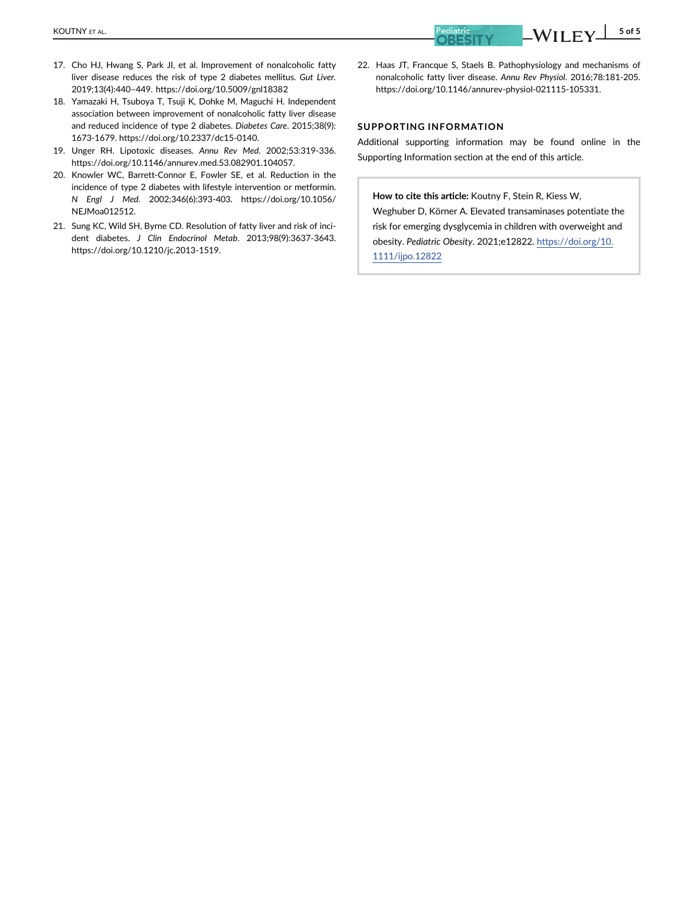17. Cho HJ, Hwang S, Park JI, et al. Improvement of nonalcoholic fatty liver disease reduces the risk of type 2 diabetes mellitus. *Gut Liver*. 2019;13(4):440–449. https://doi.org/10.5009/gnl18382
18. Yamazaki H, Tsuboya T, Tsuji K, Dohke M, Maguchi H. Independent association between improvement of nonalcoholic fatty liver disease and reduced incidence of type 2 diabetes. *Diabetes Care*. 2015;38(9): 1673-1679. https://doi.org/10.2337/dc15-0140.
19. Unger RH. Lipotoxic diseases. *Annu Rev Med*. 2002;53:319-336. https://doi.org/10.1146/annurev.med.53.082901.104057.
20. Knowler WC, Barrett-Connor E, Fowler SE, et al. Reduction in the incidence of type 2 diabetes with lifestyle intervention or metformin. *N Engl J Med*. 2002;346(6):393-403. https://doi.org/10.1056/NEJMoa012512.
21. Sung KC, Wild SH, Byrne CD. Resolution of fatty liver and risk of incident diabetes. *J Clin Endocrinol Metab*. 2013;98(9):3637-3643. https://doi.org/10.1210/jc.2013-1519.
22. Haas JT, Francque S, Staels B. Pathophysiology and mechanisms of nonalcoholic fatty liver disease. *Annu Rev Physiol*. 2016;78:181-205. https://doi.org/10.1146/annurev-physiol-021115-105331.

## SUPPORTING INFORMATION

Additional supporting information may be found online in the Supporting Information section at the end of this article.

**How to cite this article:** Koutny F, Stein R, Kiess W, Weghuber D, Körner A. Elevated transaminases potentiate the risk for emerging dysglycemia in children with overweight and obesity. *Pediatric Obesity*. 2021;e12822. https://doi.org/10.1111/ijpo.12822